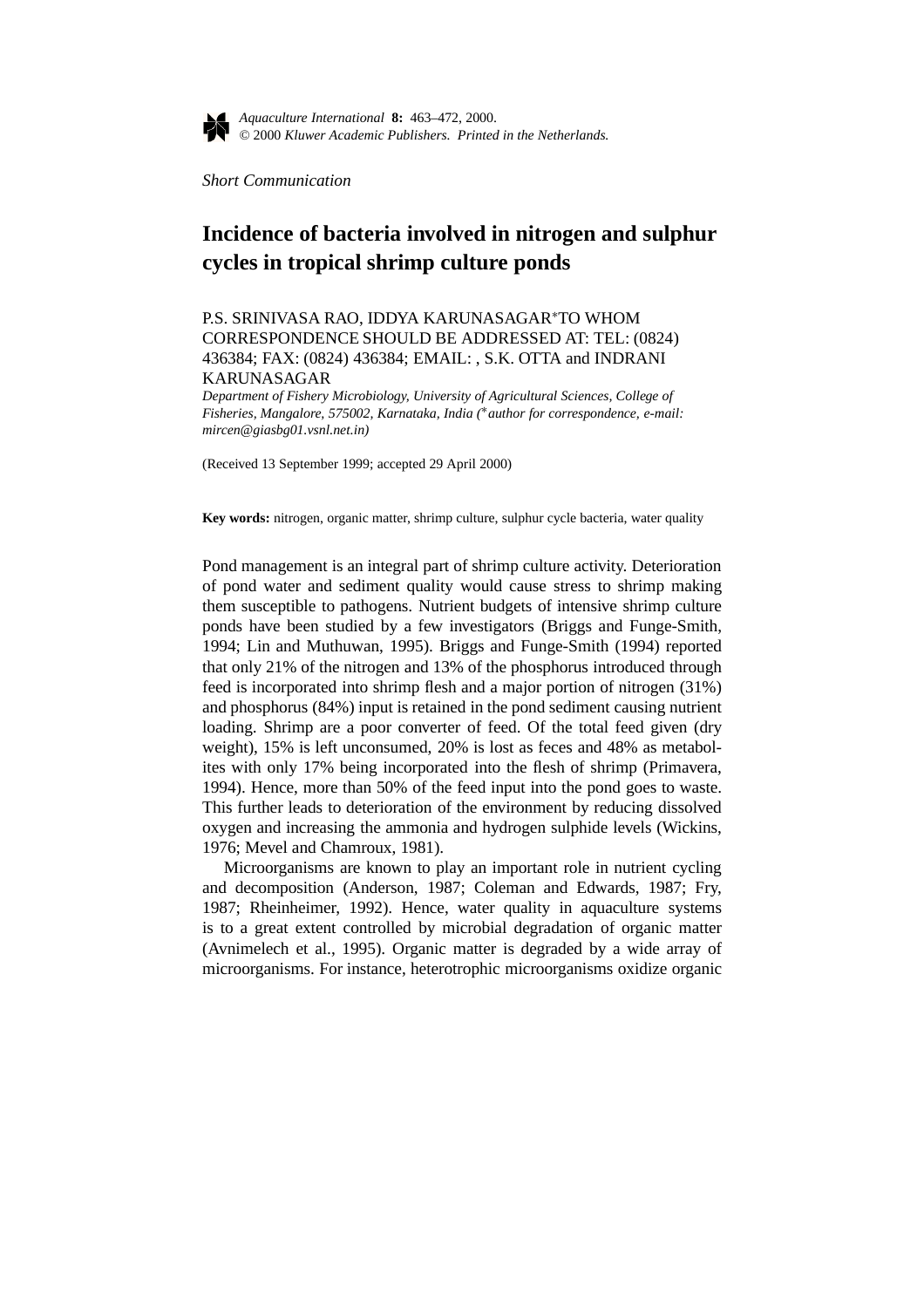*Aquaculture International* **8:** 463–472, 2000.
© 2000 *Kluwer Academic Publishers. Printed in the Netherlands.*

*Short Communication*

# Incidence of bacteria involved in nitrogen and sulphur cycles in tropical shrimp culture ponds

P.S. SRINIVASA RAO, IDDYA KARUNASAGAR*TO WHOM CORRESPONDENCE SHOULD BE ADDRESSED AT: TEL: (0824) 436384; FAX: (0824) 436384; EMAIL: , S.K. OTTA and INDRANI KARUNASAGAR

*Department of Fishery Microbiology, University of Agricultural Sciences, College of Fisheries, Mangalore, 575002, Karnataka, India (*author for correspondence, e-mail: mircen@giasbg01.vsnl.net.in)*

(Received 13 September 1999; accepted 29 April 2000)

**Key words:** nitrogen, organic matter, shrimp culture, sulphur cycle bacteria, water quality

Pond management is an integral part of shrimp culture activity. Deterioration of pond water and sediment quality would cause stress to shrimp making them susceptible to pathogens. Nutrient budgets of intensive shrimp culture ponds have been studied by a few investigators (Briggs and Funge-Smith, 1994; Lin and Muthuwan, 1995). Briggs and Funge-Smith (1994) reported that only 21% of the nitrogen and 13% of the phosphorus introduced through feed is incorporated into shrimp flesh and a major portion of nitrogen (31%) and phosphorus (84%) input is retained in the pond sediment causing nutrient loading. Shrimp are a poor converter of feed. Of the total feed given (dry weight), 15% is left unconsumed, 20% is lost as feces and 48% as metabolites with only 17% being incorporated into the flesh of shrimp (Primavera, 1994). Hence, more than 50% of the feed input into the pond goes to waste. This further leads to deterioration of the environment by reducing dissolved oxygen and increasing the ammonia and hydrogen sulphide levels (Wickins, 1976; Mevel and Chamroux, 1981).

Microorganisms are known to play an important role in nutrient cycling and decomposition (Anderson, 1987; Coleman and Edwards, 1987; Fry, 1987; Rheinheimer, 1992). Hence, water quality in aquaculture systems is to a great extent controlled by microbial degradation of organic matter (Avnimelech et al., 1995). Organic matter is degraded by a wide array of microorganisms. For instance, heterotrophic microorganisms oxidize organic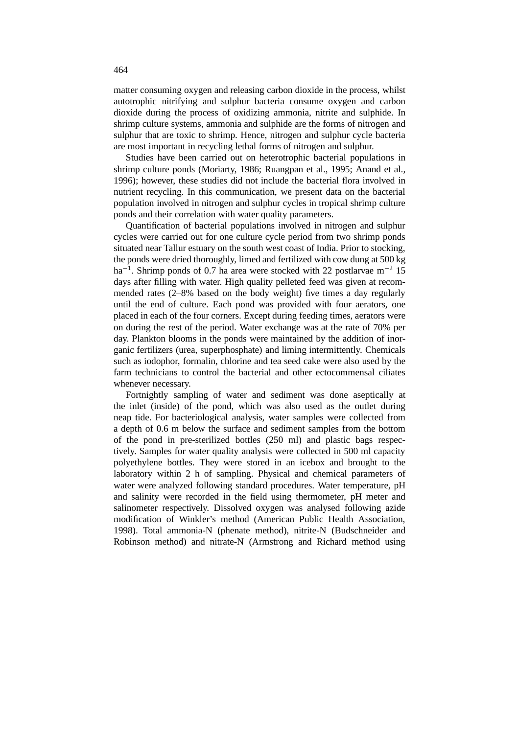matter consuming oxygen and releasing carbon dioxide in the process, whilst autotrophic nitrifying and sulphur bacteria consume oxygen and carbon dioxide during the process of oxidizing ammonia, nitrite and sulphide. In shrimp culture systems, ammonia and sulphide are the forms of nitrogen and sulphur that are toxic to shrimp. Hence, nitrogen and sulphur cycle bacteria are most important in recycling lethal forms of nitrogen and sulphur.

Studies have been carried out on heterotrophic bacterial populations in shrimp culture ponds (Moriarty, 1986; Ruangpan et al., 1995; Anand et al., 1996); however, these studies did not include the bacterial flora involved in nutrient recycling. In this communication, we present data on the bacterial population involved in nitrogen and sulphur cycles in tropical shrimp culture ponds and their correlation with water quality parameters.

Quantification of bacterial populations involved in nitrogen and sulphur cycles were carried out for one culture cycle period from two shrimp ponds situated near Tallur estuary on the south west coast of India. Prior to stocking, the ponds were dried thoroughly, limed and fertilized with cow dung at 500 kg $ha^{-1}$. Shrimp ponds of 0.7 ha area were stocked with 22 postlarvae $m^{-2}$ 15 days after filling with water. High quality pelleted feed was given at recommended rates (2–8% based on the body weight) five times a day regularly until the end of culture. Each pond was provided with four aerators, one placed in each of the four corners. Except during feeding times, aerators were on during the rest of the period. Water exchange was at the rate of 70% per day. Plankton blooms in the ponds were maintained by the addition of inorganic fertilizers (urea, superphosphate) and liming intermittently. Chemicals such as iodophor, formalin, chlorine and tea seed cake were also used by the farm technicians to control the bacterial and other ectocommensal ciliates whenever necessary.

Fortnightly sampling of water and sediment was done aseptically at the inlet (inside) of the pond, which was also used as the outlet during neap tide. For bacteriological analysis, water samples were collected from a depth of 0.6 m below the surface and sediment samples from the bottom of the pond in pre-sterilized bottles (250 ml) and plastic bags respectively. Samples for water quality analysis were collected in 500 ml capacity polyethylene bottles. They were stored in an icebox and brought to the laboratory within 2 h of sampling. Physical and chemical parameters of water were analyzed following standard procedures. Water temperature, pH and salinity were recorded in the field using thermometer, pH meter and salinometer respectively. Dissolved oxygen was analysed following azide modification of Winkler's method (American Public Health Association, 1998). Total ammonia-N (phenate method), nitrite-N (Budschneider and Robinson method) and nitrate-N (Armstrong and Richard method using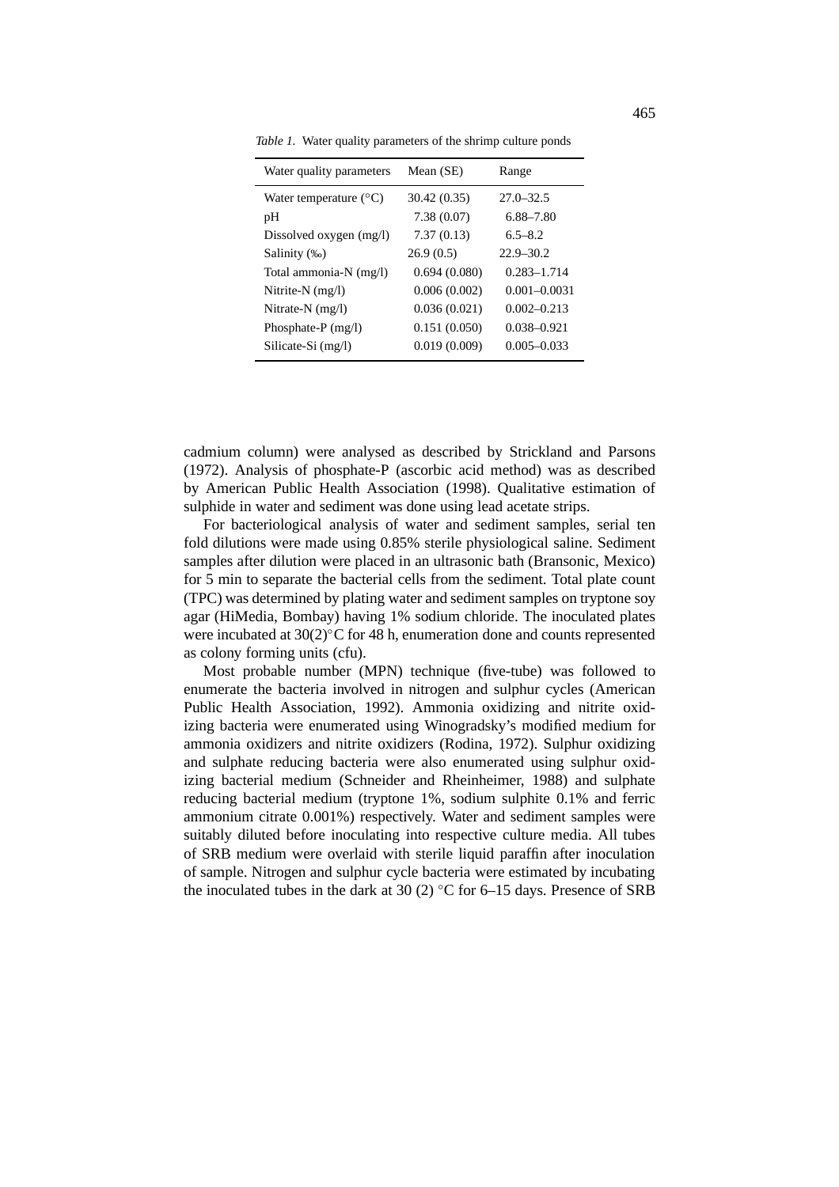*Table 1*. Water quality parameters of the shrimp culture ponds

| Water quality parameters | Mean (SE) | Range |
|---|---|---|
| Water temperature (°C) | 30.42 (0.35) | 27.0–32.5 |
| pH | 7.38 (0.07) | 6.88–7.80 |
| Dissolved oxygen (mg/l) | 7.37 (0.13) | 6.5–8.2 |
| Salinity (‰) | 26.9 (0.5) | 22.9–30.2 |
| Total ammonia-N (mg/l) | 0.694 (0.080) | 0.283–1.714 |
| Nitrite-N (mg/l) | 0.006 (0.002) | 0.001–0.0031 |
| Nitrate-N (mg/l) | 0.036 (0.021) | 0.002–0.213 |
| Phosphate-P (mg/l) | 0.151 (0.050) | 0.038–0.921 |
| Silicate-Si (mg/l) | 0.019 (0.009) | 0.005–0.033 |

cadmium column) were analysed as described by Strickland and Parsons (1972). Analysis of phosphate-P (ascorbic acid method) was as described by American Public Health Association (1998). Qualitative estimation of sulphide in water and sediment was done using lead acetate strips.

For bacteriological analysis of water and sediment samples, serial ten fold dilutions were made using 0.85% sterile physiological saline. Sediment samples after dilution were placed in an ultrasonic bath (Bransonic, Mexico) for 5 min to separate the bacterial cells from the sediment. Total plate count (TPC) was determined by plating water and sediment samples on tryptone soy agar (HiMedia, Bombay) having 1% sodium chloride. The inoculated plates were incubated at 30(2)°C for 48 h, enumeration done and counts represented as colony forming units (cfu).

Most probable number (MPN) technique (five-tube) was followed to enumerate the bacteria involved in nitrogen and sulphur cycles (American Public Health Association, 1992). Ammonia oxidizing and nitrite oxidizing bacteria were enumerated using Winogradsky's modified medium for ammonia oxidizers and nitrite oxidizers (Rodina, 1972). Sulphur oxidizing and sulphate reducing bacteria were also enumerated using sulphur oxidizing bacterial medium (Schneider and Rheinheimer, 1988) and sulphate reducing bacterial medium (tryptone 1%, sodium sulphite 0.1% and ferric ammonium citrate 0.001%) respectively. Water and sediment samples were suitably diluted before inoculating into respective culture media. All tubes of SRB medium were overlaid with sterile liquid paraffin after inoculation of sample. Nitrogen and sulphur cycle bacteria were estimated by incubating the inoculated tubes in the dark at 30 (2) °C for 6–15 days. Presence of SRB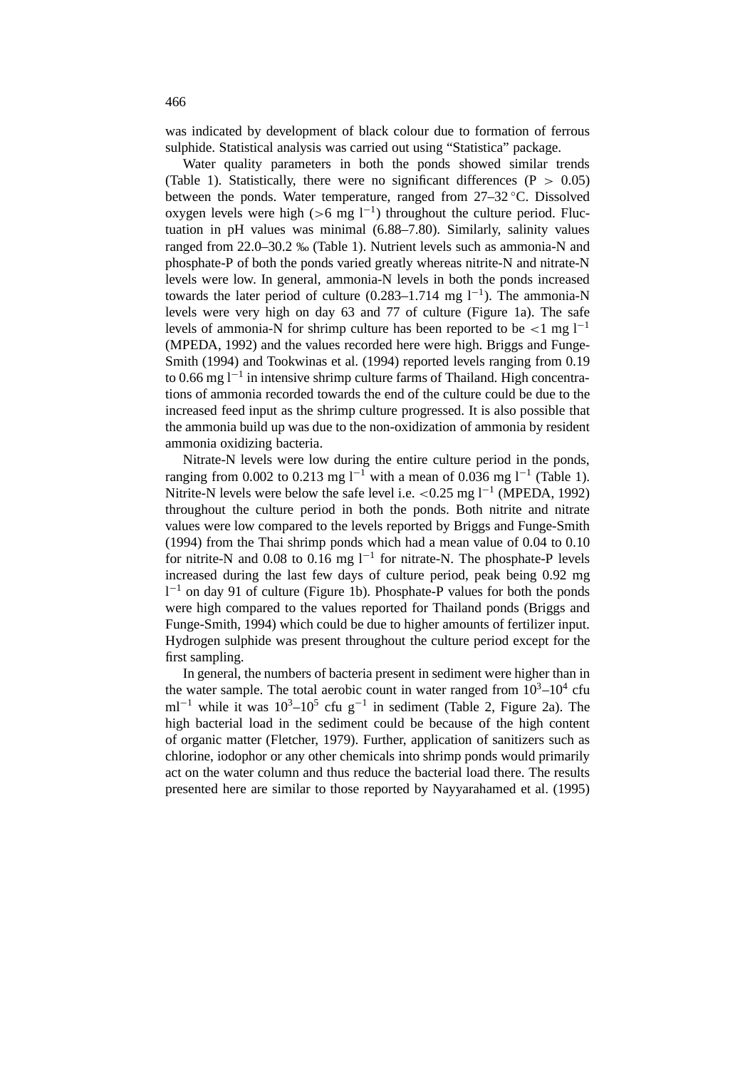was indicated by development of black colour due to formation of ferrous sulphide. Statistical analysis was carried out using "Statistica" package.

Water quality parameters in both the ponds showed similar trends (Table 1). Statistically, there were no significant differences ($P > 0.05$) between the ponds. Water temperature, ranged from 27–32 °C. Dissolved oxygen levels were high (>6 mg $l^{-1}$) throughout the culture period. Fluctuation in pH values was minimal (6.88–7.80). Similarly, salinity values ranged from 22.0–30.2 ‰ (Table 1). Nutrient levels such as ammonia-N and phosphate-P of both the ponds varied greatly whereas nitrite-N and nitrate-N levels were low. In general, ammonia-N levels in both the ponds increased towards the later period of culture (0.283–1.714 mg $l^{-1}$). The ammonia-N levels were very high on day 63 and 77 of culture (Figure 1a). The safe levels of ammonia-N for shrimp culture has been reported to be <1 mg $l^{-1}$ (MPEDA, 1992) and the values recorded here were high. Briggs and Funge-Smith (1994) and Tookwinas et al. (1994) reported levels ranging from 0.19 to 0.66 mg $l^{-1}$ in intensive shrimp culture farms of Thailand. High concentrations of ammonia recorded towards the end of the culture could be due to the increased feed input as the shrimp culture progressed. It is also possible that the ammonia build up was due to the non-oxidization of ammonia by resident ammonia oxidizing bacteria.

Nitrate-N levels were low during the entire culture period in the ponds, ranging from 0.002 to 0.213 mg $l^{-1}$ with a mean of 0.036 mg $l^{-1}$ (Table 1). Nitrite-N levels were below the safe level i.e. <0.25 mg $l^{-1}$ (MPEDA, 1992) throughout the culture period in both the ponds. Both nitrite and nitrate values were low compared to the levels reported by Briggs and Funge-Smith (1994) from the Thai shrimp ponds which had a mean value of 0.04 to 0.10 for nitrite-N and 0.08 to 0.16 mg $l^{-1}$ for nitrate-N. The phosphate-P levels increased during the last few days of culture period, peak being 0.92 mg $l^{-1}$ on day 91 of culture (Figure 1b). Phosphate-P values for both the ponds were high compared to the values reported for Thailand ponds (Briggs and Funge-Smith, 1994) which could be due to higher amounts of fertilizer input. Hydrogen sulphide was present throughout the culture period except for the first sampling.

In general, the numbers of bacteria present in sediment were higher than in the water sample. The total aerobic count in water ranged from $10^3$–$10^4$ cfu ml$^{-1}$ while it was $10^3$–$10^5$ cfu g$^{-1}$ in sediment (Table 2, Figure 2a). The high bacterial load in the sediment could be because of the high content of organic matter (Fletcher, 1979). Further, application of sanitizers such as chlorine, iodophor or any other chemicals into shrimp ponds would primarily act on the water column and thus reduce the bacterial load there. The results presented here are similar to those reported by Nayyarahamed et al. (1995)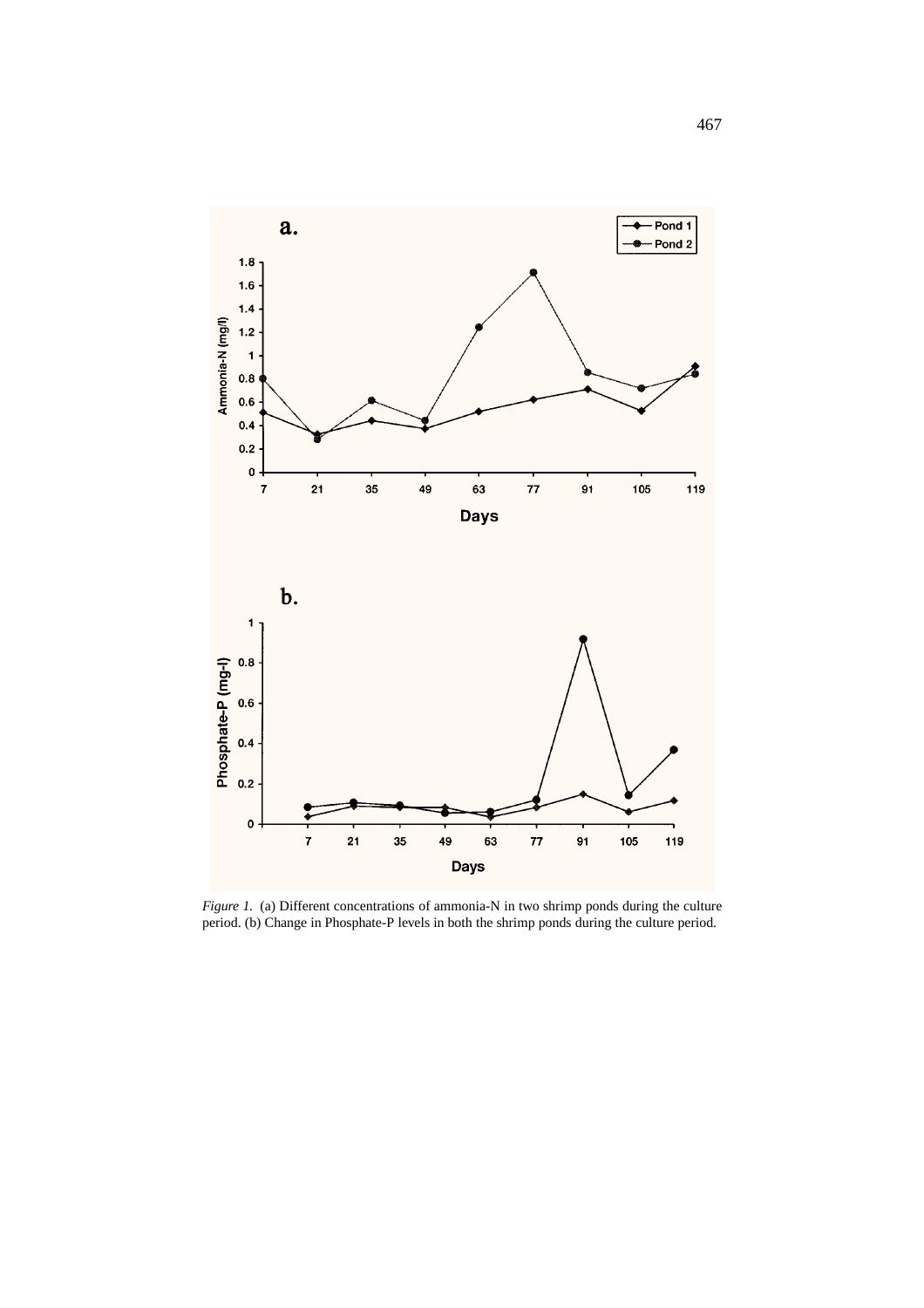*Figure 1.* (a) Different concentrations of ammonia-N in two shrimp ponds during the culture period. (b) Change in Phosphate-P levels in both the shrimp ponds during the culture period.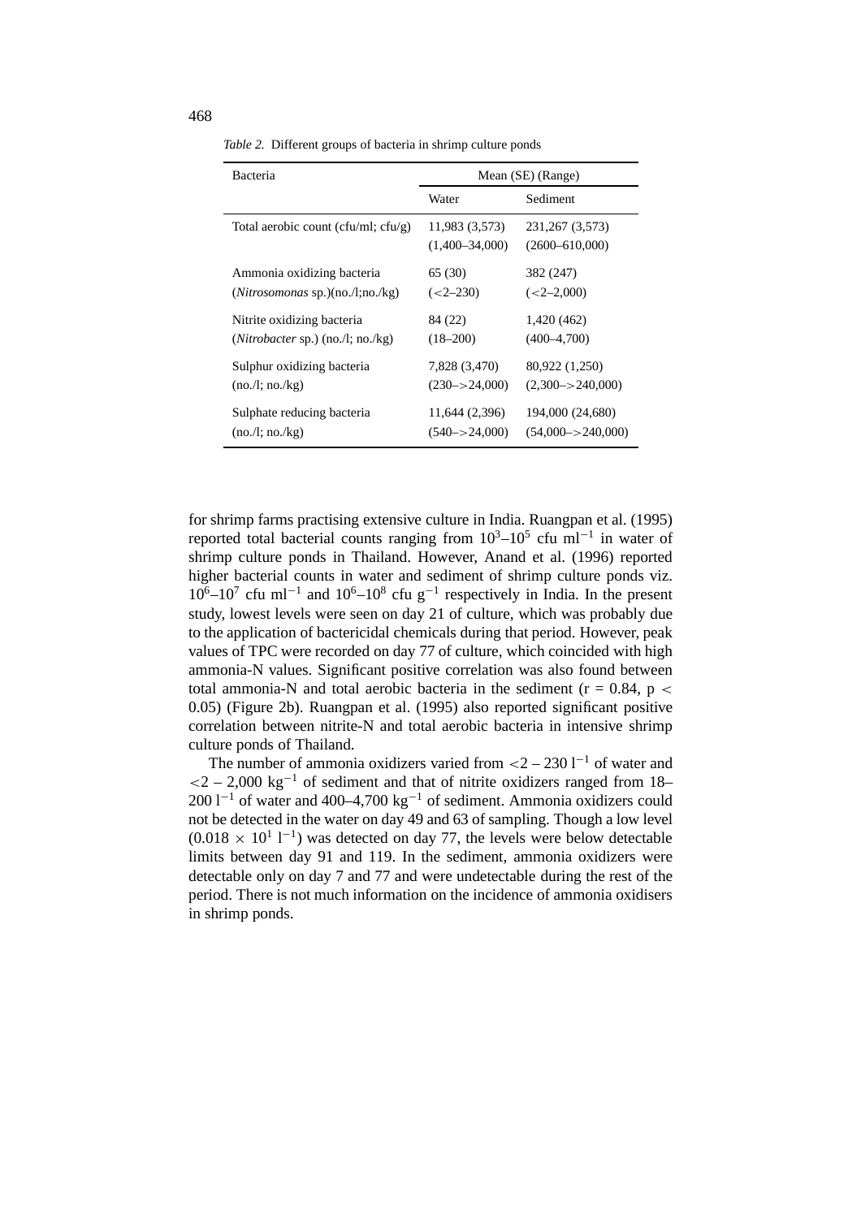*Table 2.* Different groups of bacteria in shrimp culture ponds

| Bacteria | Mean (SE) (Range) | |
|---|---|---|
| | Water | Sediment |
| Total aerobic count (cfu/ml; cfu/g) | 11,983 (3,573) (1,400–34,000) | 231,267 (3,573) (2600–610,000) |
| Ammonia oxidizing bacteria (*Nitrosomonas* sp.)(no./l;no./kg) | 65 (30) (<2–230) | 382 (247) (<2–2,000) |
| Nitrite oxidizing bacteria (*Nitrobacter* sp.) (no./l; no./kg) | 84 (22) (18–200) | 1,420 (462) (400–4,700) |
| Sulphur oxidizing bacteria (no./l; no./kg) | 7,828 (3,470) (230–>24,000) | 80,922 (1,250) (2,300–>240,000) |
| Sulphate reducing bacteria (no./l; no./kg) | 11,644 (2,396) (540–>24,000) | 194,000 (24,680) (54,000–>240,000) |

for shrimp farms practising extensive culture in India. Ruangpan et al. (1995) reported total bacterial counts ranging from $10^3$–$10^5$ cfu ml$^{-1}$ in water of shrimp culture ponds in Thailand. However, Anand et al. (1996) reported higher bacterial counts in water and sediment of shrimp culture ponds viz. $10^6$–$10^7$ cfu ml$^{-1}$ and $10^6$–$10^8$ cfu g$^{-1}$ respectively in India. In the present study, lowest levels were seen on day 21 of culture, which was probably due to the application of bactericidal chemicals during that period. However, peak values of TPC were recorded on day 77 of culture, which coincided with high ammonia-N values. Significant positive correlation was also found between total ammonia-N and total aerobic bacteria in the sediment ($r = 0.84$, $p < 0.05$) (Figure 2b). Ruangpan et al. (1995) also reported significant positive correlation between nitrite-N and total aerobic bacteria in intensive shrimp culture ponds of Thailand.

The number of ammonia oxidizers varied from $<2$ – 230 l$^{-1}$ of water and $<2$ – 2,000 kg$^{-1}$ of sediment and that of nitrite oxidizers ranged from 18–200 l$^{-1}$ of water and 400–4,700 kg$^{-1}$ of sediment. Ammonia oxidizers could not be detected in the water on day 49 and 63 of sampling. Though a low level ($0.018 \times 10^1$ l$^{-1}$) was detected on day 77, the levels were below detectable limits between day 91 and 119. In the sediment, ammonia oxidizers were detectable only on day 7 and 77 and were undetectable during the rest of the period. There is not much information on the incidence of ammonia oxidisers in shrimp ponds.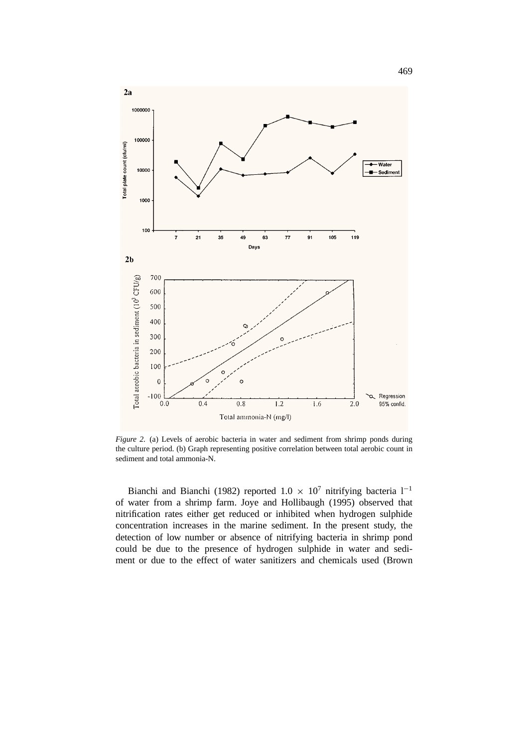*Figure 2.* (a) Levels of aerobic bacteria in water and sediment from shrimp ponds during the culture period. (b) Graph representing positive correlation between total aerobic count in sediment and total ammonia-N.

Bianchi and Bianchi (1982) reported $1.0 \times 10^7$ nitrifying bacteria $l^{-1}$ of water from a shrimp farm. Joye and Hollibaugh (1995) observed that nitrification rates either get reduced or inhibited when hydrogen sulphide concentration increases in the marine sediment. In the present study, the detection of low number or absence of nitrifying bacteria in shrimp pond could be due to the presence of hydrogen sulphide in water and sediment or due to the effect of water sanitizers and chemicals used (Brown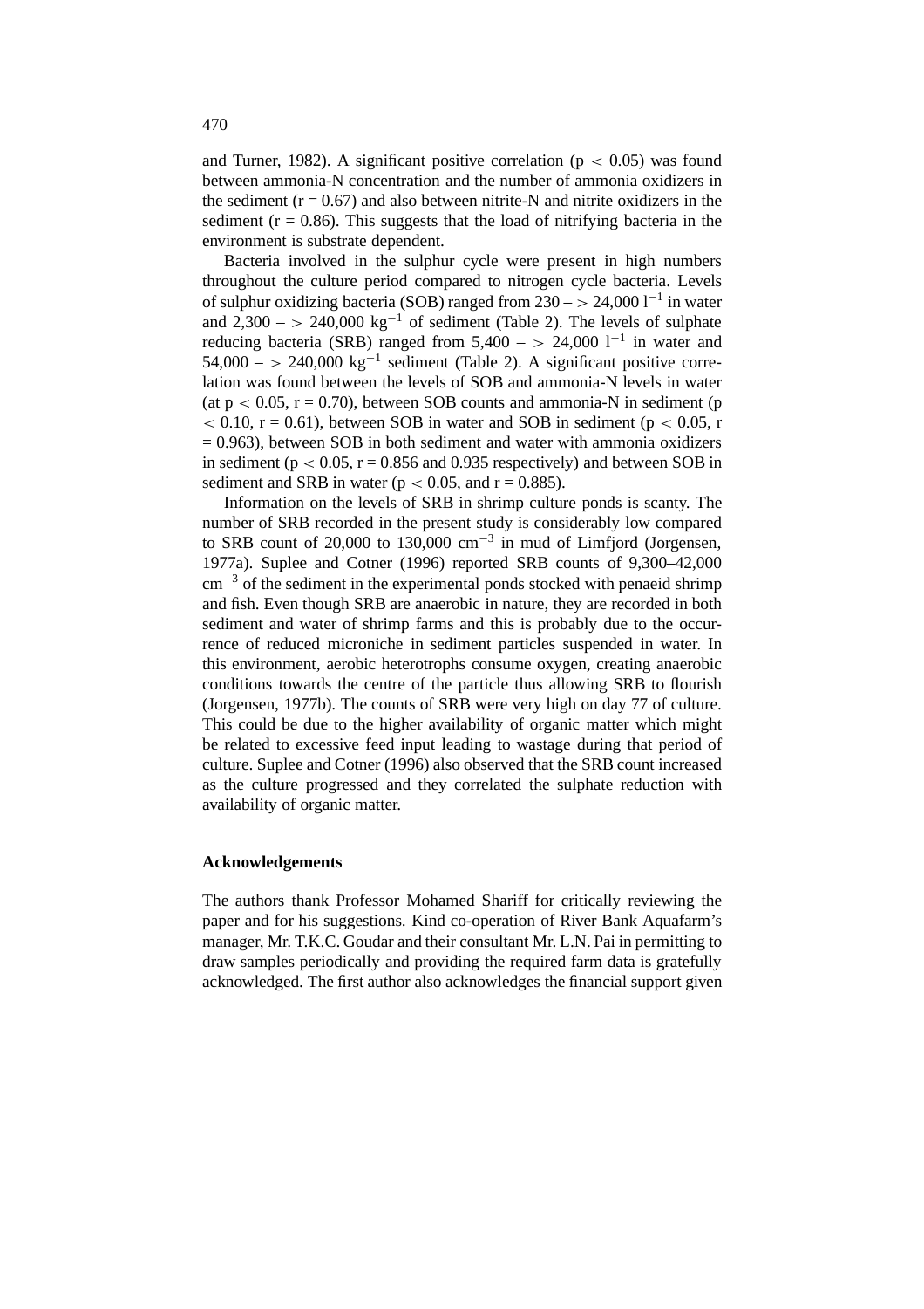and Turner, 1982). A significant positive correlation ($p < 0.05$) was found between ammonia-N concentration and the number of ammonia oxidizers in the sediment ($r = 0.67$) and also between nitrite-N and nitrite oxidizers in the sediment ($r = 0.86$). This suggests that the load of nitrifying bacteria in the environment is substrate dependent.

Bacteria involved in the sulphur cycle were present in high numbers throughout the culture period compared to nitrogen cycle bacteria. Levels of sulphur oxidizing bacteria (SOB) ranged from 230 – > 24,000 $l^{-1}$ in water and 2,300 – > 240,000 $kg^{-1}$ of sediment (Table 2). The levels of sulphate reducing bacteria (SRB) ranged from 5,400 – > 24,000 $l^{-1}$ in water and 54,000 – > 240,000 $kg^{-1}$ sediment (Table 2). A significant positive correlation was found between the levels of SOB and ammonia-N levels in water (at $p < 0.05$, $r = 0.70$), between SOB counts and ammonia-N in sediment ($p < 0.10$, $r = 0.61$), between SOB in water and SOB in sediment ($p < 0.05$, $r = 0.963$), between SOB in both sediment and water with ammonia oxidizers in sediment ($p < 0.05$, $r = 0.856$ and 0.935 respectively) and between SOB in sediment and SRB in water ($p < 0.05$, and $r = 0.885$).

Information on the levels of SRB in shrimp culture ponds is scanty. The number of SRB recorded in the present study is considerably low compared to SRB count of 20,000 to 130,000 $cm^{-3}$ in mud of Limfjord (Jorgensen, 1977a). Suplee and Cotner (1996) reported SRB counts of 9,300–42,000 $cm^{-3}$ of the sediment in the experimental ponds stocked with penaeid shrimp and fish. Even though SRB are anaerobic in nature, they are recorded in both sediment and water of shrimp farms and this is probably due to the occurrence of reduced microniche in sediment particles suspended in water. In this environment, aerobic heterotrophs consume oxygen, creating anaerobic conditions towards the centre of the particle thus allowing SRB to flourish (Jorgensen, 1977b). The counts of SRB were very high on day 77 of culture. This could be due to the higher availability of organic matter which might be related to excessive feed input leading to wastage during that period of culture. Suplee and Cotner (1996) also observed that the SRB count increased as the culture progressed and they correlated the sulphate reduction with availability of organic matter.

## Acknowledgements

The authors thank Professor Mohamed Shariff for critically reviewing the paper and for his suggestions. Kind co-operation of River Bank Aquafarm's manager, Mr. T.K.C. Goudar and their consultant Mr. L.N. Pai in permitting to draw samples periodically and providing the required farm data is gratefully acknowledged. The first author also acknowledges the financial support given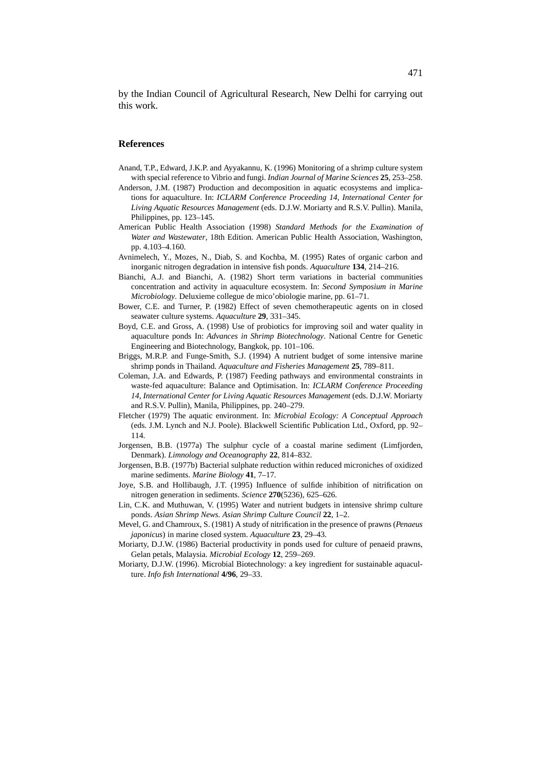by the Indian Council of Agricultural Research, New Delhi for carrying out this work.

## References

Anand, T.P., Edward, J.K.P. and Ayyakannu, K. (1996) Monitoring of a shrimp culture system with special reference to Vibrio and fungi. *Indian Journal of Marine Sciences* **25**, 253–258.

Anderson, J.M. (1987) Production and decomposition in aquatic ecosystems and implications for aquaculture. In: *ICLARM Conference Proceeding 14, International Center for Living Aquatic Resources Management* (eds. D.J.W. Moriarty and R.S.V. Pullin). Manila, Philippines, pp. 123–145.

American Public Health Association (1998) *Standard Methods for the Examination of Water and Wastewater*, 18th Edition. American Public Health Association, Washington, pp. 4.103–4.160.

Avnimelech, Y., Mozes, N., Diab, S. and Kochba, M. (1995) Rates of organic carbon and inorganic nitrogen degradation in intensive fish ponds. *Aquaculture* **134**, 214–216.

Bianchi, A.J. and Bianchi, A. (1982) Short term variations in bacterial communities concentration and activity in aquaculture ecosystem. In: *Second Symposium in Marine Microbiology*. Deluxieme collegue de mico'obiologie marine, pp. 61–71.

Bower, C.E. and Turner, P. (1982) Effect of seven chemotherapeutic agents on in closed seawater culture systems. *Aquaculture* **29**, 331–345.

Boyd, C.E. and Gross, A. (1998) Use of probiotics for improving soil and water quality in aquaculture ponds In: *Advances in Shrimp Biotechnology*. National Centre for Genetic Engineering and Biotechnology, Bangkok, pp. 101–106.

Briggs, M.R.P. and Funge-Smith, S.J. (1994) A nutrient budget of some intensive marine shrimp ponds in Thailand. *Aquaculture and Fisheries Management* **25**, 789–811.

Coleman, J.A. and Edwards, P. (1987) Feeding pathways and environmental constraints in waste-fed aquaculture: Balance and Optimisation. In: *ICLARM Conference Proceeding 14, International Center for Living Aquatic Resources Management* (eds. D.J.W. Moriarty and R.S.V. Pullin), Manila, Philippines, pp. 240–279.

Fletcher (1979) The aquatic environment. In: *Microbial Ecology: A Conceptual Approach* (eds. J.M. Lynch and N.J. Poole). Blackwell Scientific Publication Ltd., Oxford, pp. 92–114.

Jorgensen, B.B. (1977a) The sulphur cycle of a coastal marine sediment (Limfjorden, Denmark). *Limnology and Oceanography* **22**, 814–832.

Jorgensen, B.B. (1977b) Bacterial sulphate reduction within reduced microniches of oxidized marine sediments. *Marine Biology* **41**, 7–17.

Joye, S.B. and Hollibaugh, J.T. (1995) Influence of sulfide inhibition of nitrification on nitrogen generation in sediments. *Science* **270**(5236), 625–626.

Lin, C.K. and Muthuwan, V. (1995) Water and nutrient budgets in intensive shrimp culture ponds. *Asian Shrimp News. Asian Shrimp Culture Council* **22**, 1–2.

Mevel, G. and Chamroux, S. (1981) A study of nitrification in the presence of prawns (*Penaeus japonicus*) in marine closed system. *Aquaculture* **23**, 29–43.

Moriarty, D.J.W. (1986) Bacterial productivity in ponds used for culture of penaeid prawns, Gelan petals, Malaysia. *Microbial Ecology* **12**, 259–269.

Moriarty, D.J.W. (1996). Microbial Biotechnology: a key ingredient for sustainable aquaculture. *Info fish International* **4/96**, 29–33.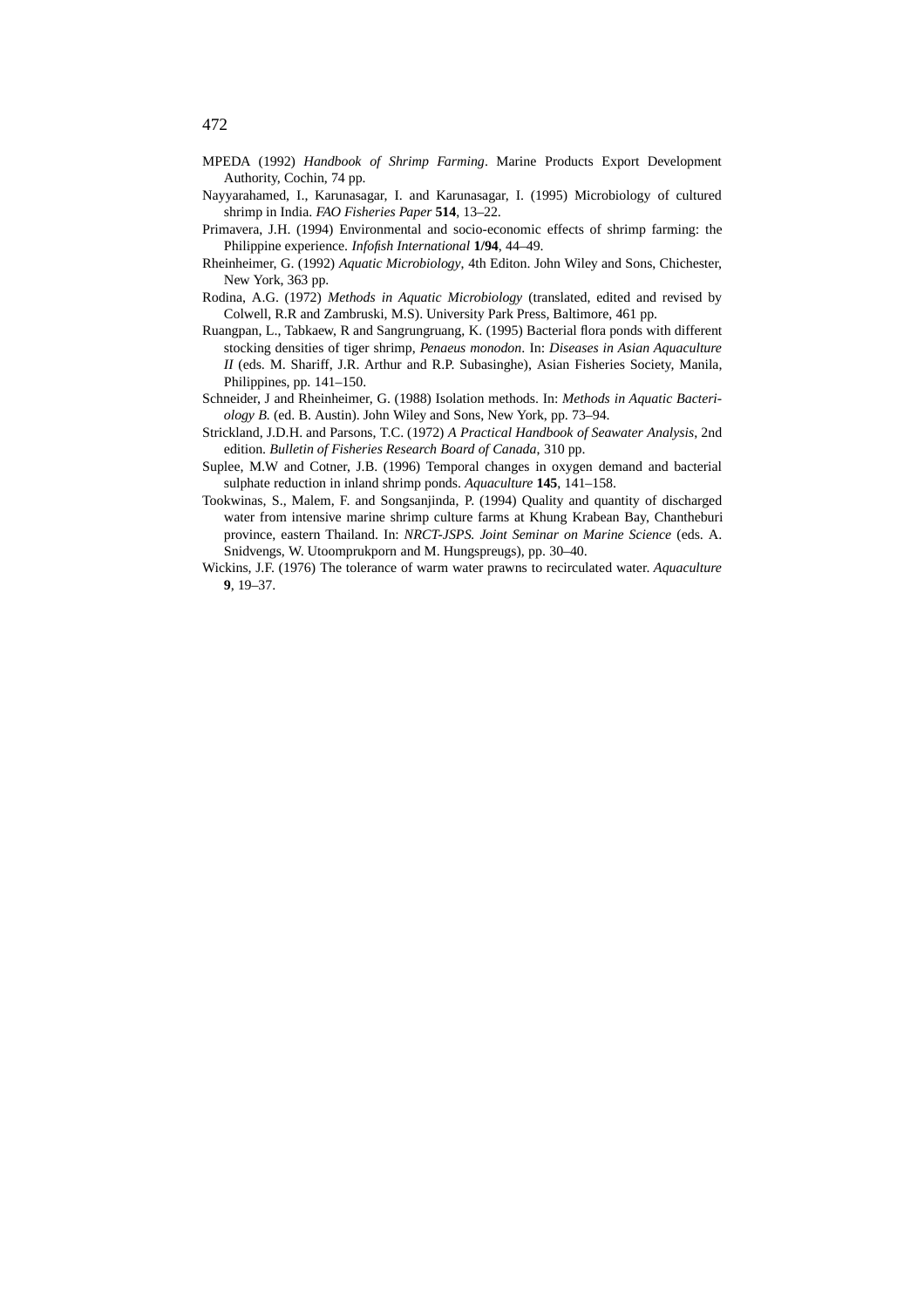MPEDA (1992) *Handbook of Shrimp Farming*. Marine Products Export Development Authority, Cochin, 74 pp.

Nayyarahamed, I., Karunasagar, I. and Karunasagar, I. (1995) Microbiology of cultured shrimp in India. *FAO Fisheries Paper* **514**, 13–22.

Primavera, J.H. (1994) Environmental and socio-economic effects of shrimp farming: the Philippine experience. *Infofish International* **1/94**, 44–49.

Rheinheimer, G. (1992) *Aquatic Microbiology*, 4th Editon. John Wiley and Sons, Chichester, New York, 363 pp.

Rodina, A.G. (1972) *Methods in Aquatic Microbiology* (translated, edited and revised by Colwell, R.R and Zambruski, M.S). University Park Press, Baltimore, 461 pp.

Ruangpan, L., Tabkaew, R and Sangrungruang, K. (1995) Bacterial flora ponds with different stocking densities of tiger shrimp, *Penaeus monodon*. In: *Diseases in Asian Aquaculture II* (eds. M. Shariff, J.R. Arthur and R.P. Subasinghe), Asian Fisheries Society, Manila, Philippines, pp. 141–150.

Schneider, J and Rheinheimer, G. (1988) Isolation methods. In: *Methods in Aquatic Bacteriology B.* (ed. B. Austin). John Wiley and Sons, New York, pp. 73–94.

Strickland, J.D.H. and Parsons, T.C. (1972) *A Practical Handbook of Seawater Analysis*, 2nd edition. *Bulletin of Fisheries Research Board of Canada*, 310 pp.

Suplee, M.W and Cotner, J.B. (1996) Temporal changes in oxygen demand and bacterial sulphate reduction in inland shrimp ponds. *Aquaculture* **145**, 141–158.

Tookwinas, S., Malem, F. and Songsanjinda, P. (1994) Quality and quantity of discharged water from intensive marine shrimp culture farms at Khung Krabean Bay, Chantheburi province, eastern Thailand. In: *NRCT-JSPS. Joint Seminar on Marine Science* (eds. A. Snidvengs, W. Utoomprukporn and M. Hungspreugs), pp. 30–40.

Wickins, J.F. (1976) The tolerance of warm water prawns to recirculated water. *Aquaculture* **9**, 19–37.